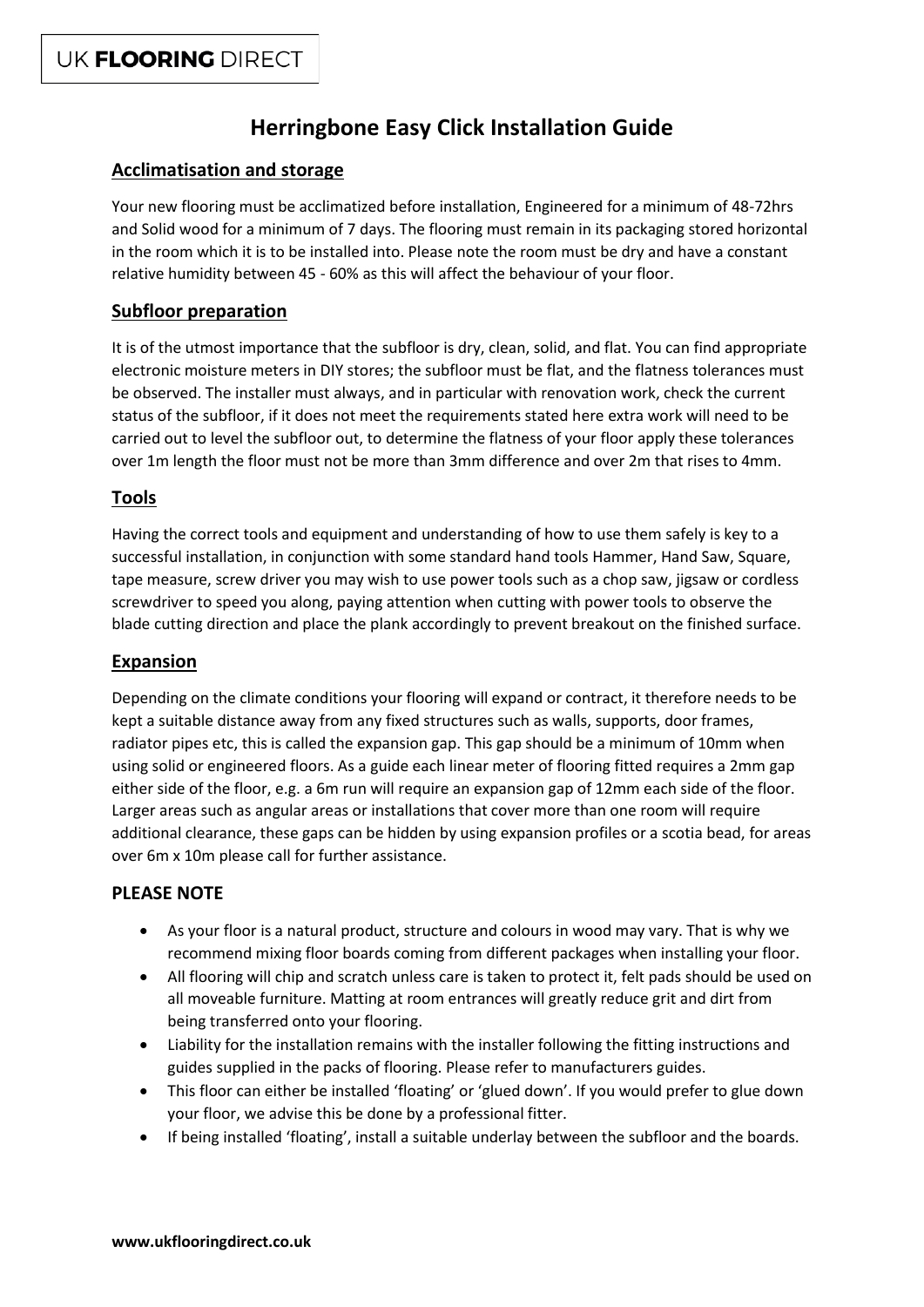UK **FLOORING** DIRECT

# Herringbone Easy Click Installation Guide

## Acclimatisation and storage

Your new flooring must be acclimatized before installation, Engineered for a minimum of 48-72hrs and Solid wood for a minimum of 7 days. The flooring must remain in its packaging stored horizontal in the room which it is to be installed into. Please note the room must be dry and have a constant relative humidity between 45 - 60% as this will affect the behaviour of your floor.

## Subfloor preparation

It is of the utmost importance that the subfloor is dry, clean, solid, and flat. You can find appropriate electronic moisture meters in DIY stores; the subfloor must be flat, and the flatness tolerances must be observed. The installer must always, and in particular with renovation work, check the current status of the subfloor, if it does not meet the requirements stated here extra work will need to be carried out to level the subfloor out, to determine the flatness of your floor apply these tolerances over 1m length the floor must not be more than 3mm difference and over 2m that rises to 4mm.

## Tools

Having the correct tools and equipment and understanding of how to use them safely is key to a successful installation, in conjunction with some standard hand tools Hammer, Hand Saw, Square, tape measure, screw driver you may wish to use power tools such as a chop saw, jigsaw or cordless screwdriver to speed you along, paying attention when cutting with power tools to observe the blade cutting direction and place the plank accordingly to prevent breakout on the finished surface.

## Expansion

Depending on the climate conditions your flooring will expand or contract, it therefore needs to be kept a suitable distance away from any fixed structures such as walls, supports, door frames, radiator pipes etc, this is called the expansion gap. This gap should be a minimum of 10mm when using solid or engineered floors. As a guide each linear meter of flooring fitted requires a 2mm gap either side of the floor, e.g. a 6m run will require an expansion gap of 12mm each side of the floor. Larger areas such as angular areas or installations that cover more than one room will require additional clearance, these gaps can be hidden by using expansion profiles or a scotia bead, for areas over 6m x 10m please call for further assistance.

## PLEASE NOTE

- As your floor is a natural product, structure and colours in wood may vary. That is why we recommend mixing floor boards coming from different packages when installing your floor.
- All flooring will chip and scratch unless care is taken to protect it, felt pads should be used on all moveable furniture. Matting at room entrances will greatly reduce grit and dirt from being transferred onto your flooring.
- Liability for the installation remains with the installer following the fitting instructions and guides supplied in the packs of flooring. Please refer to manufacturers guides.
- This floor can either be installed 'floating' or 'glued down'. If you would prefer to glue down your floor, we advise this be done by a professional fitter.
- If being installed 'floating', install a suitable underlay between the subfloor and the boards.

**www.ukflooringdirect.co.uk**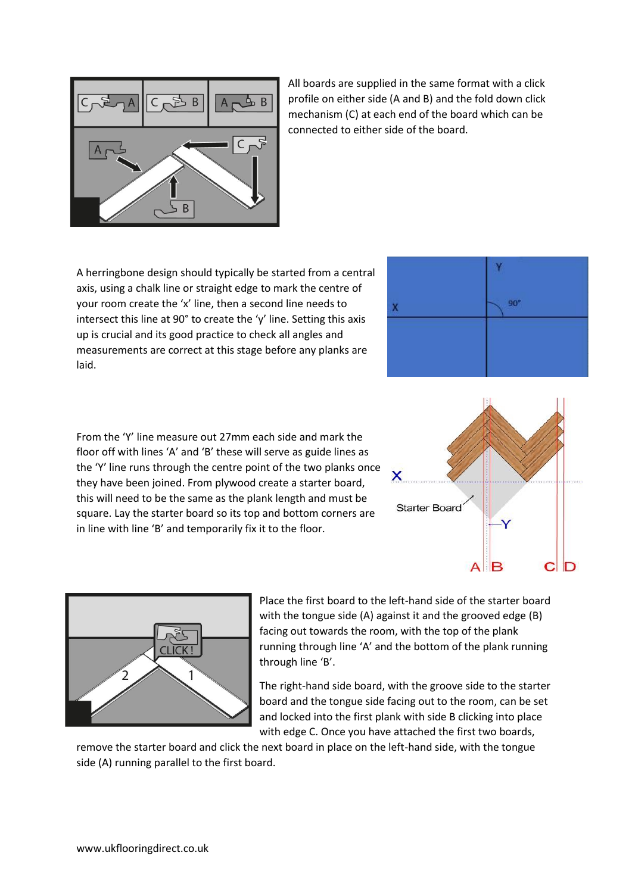All boards are supplied in the same format with a click profile on either side (A and B) and the fold down click mechanism (C) at each end of the board which can be connected to either side of the board.

A herringbone design should typically be started from a central axis, using a chalk line or straight edge to mark the centre of your room create the 'x' line, then a second line needs to intersect this line at 90° to create the 'y' line. Setting this axis up is crucial and its good practice to check all angles and measurements are correct at this stage before any planks are laid.

From the 'Y' line measure out 27mm each side and mark the floor off with lines 'A' and 'B' these will serve as guide lines as the 'Y' line runs through the centre point of the two planks once they have been joined. From plywood create a starter board, this will need to be the same as the plank length and must be square. Lay the starter board so its top and bottom corners are in line with line 'B' and temporarily fix it to the floor.

Place the first board to the left-hand side of the starter board with the tongue side (A) against it and the grooved edge (B) facing out towards the room, with the top of the plank running through line 'A' and the bottom of the plank running through line 'B'.

The right-hand side board, with the groove side to the starter board and the tongue side facing out to the room, can be set and locked into the first plank with side B clicking into place with edge C. Once you have attached the first two boards, remove the starter board and click the next board in place on the left-hand side, with the tongue side (A) running parallel to the first board.

www.ukflooringdirect.co.uk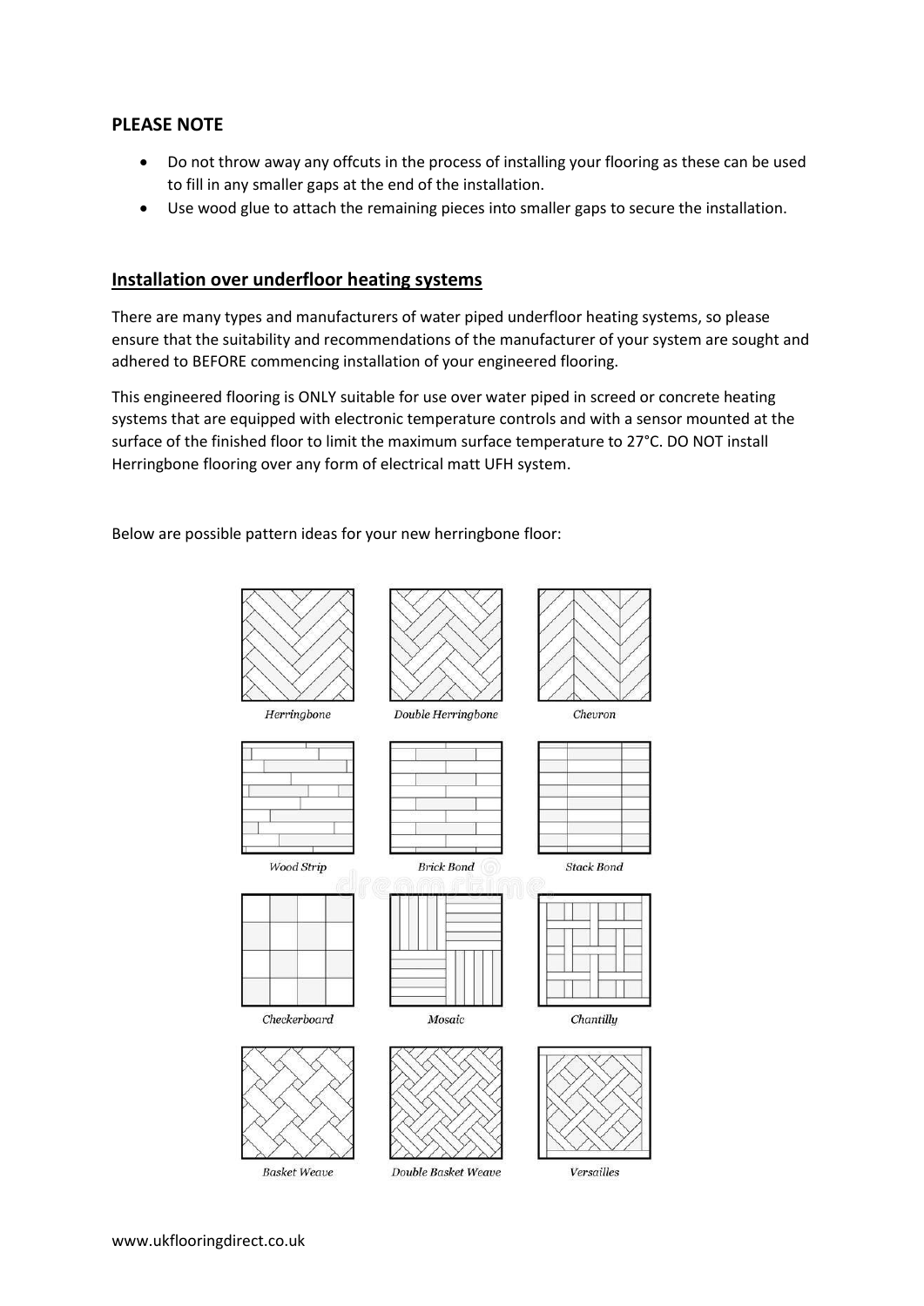**PLEASE NOTE**

- Do not throw away any offcuts in the process of installing your flooring as these can be used to fill in any smaller gaps at the end of the installation.
- Use wood glue to attach the remaining pieces into smaller gaps to secure the installation.

## Installation over underfloor heating systems

There are many types and manufacturers of water piped underfloor heating systems, so please ensure that the suitability and recommendations of the manufacturer of your system are sought and adhered to BEFORE commencing installation of your engineered flooring.

This engineered flooring is ONLY suitable for use over water piped in screed or concrete heating systems that are equipped with electronic temperature controls and with a sensor mounted at the surface of the finished floor to limit the maximum surface temperature to 27°C. DO NOT install Herringbone flooring over any form of electrical matt UFH system.

Below are possible pattern ideas for your new herringbone floor:

*Herringbone*

*Double Herringbone*

*Chevron*

*Wood Strip*

*Brick Bond*

*Stack Bond*

*Checkerboard*

*Mosaic*

*Chantilly*

*Basket Weave*

*Double Basket Weave*

*Versailles*

www.ukflooringdirect.co.uk